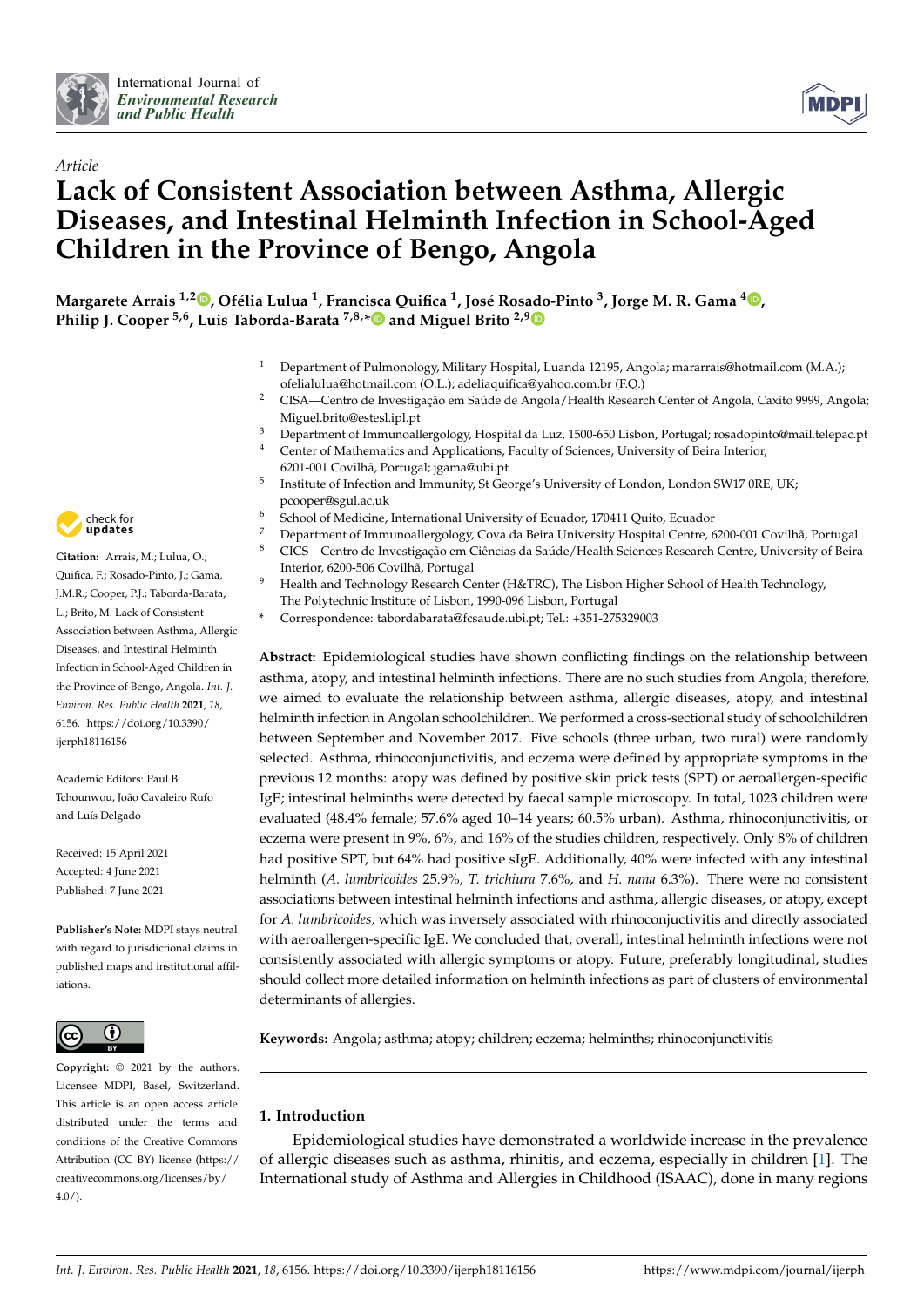International Journal of *Environmental Research and Public Health*

*Article*

# Lack of Consistent Association between Asthma, Allergic Diseases, and Intestinal Helminth Infection in School-Aged Children in the Province of Bengo, Angola

**Margarete Arrais [1,2], Ofélia Lulua [1], Francisca Quifica [1], José Rosado-Pinto [3], Jorge M. R. Gama [4], Philip J. Cooper [5,6], Luis Taborda-Barata [7,8,*] and Miguel Brito [2,9]**

1 Department of Pulmonology, Military Hospital, Luanda 12195, Angola; mararrais@hotmail.com (M.A.); ofelialulua@hotmail.com (O.L.); adeliaquifica@yahoo.com.br (F.Q.)
2 CISA—Centro de Investigação em Saúde de Angola/Health Research Center of Angola, Caxito 9999, Angola; Miguel.brito@estesl.ipl.pt
3 Department of Immunoallergology, Hospital da Luz, 1500-650 Lisbon, Portugal; rosadopinto@mail.telepac.pt
4 Center of Mathematics and Applications, Faculty of Sciences, University of Beira Interior, 6201-001 Covilhã, Portugal; jgama@ubi.pt
5 Institute of Infection and Immunity, St George's University of London, London SW17 0RE, UK; pcooper@sgul.ac.uk
6 School of Medicine, International University of Ecuador, 170411 Quito, Ecuador
7 Department of Immunoallergology, Cova da Beira University Hospital Centre, 6200-001 Covilhã, Portugal
8 CICS—Centro de Investigação em Ciências da Saúde/Health Sciences Research Centre, University of Beira Interior, 6200-506 Covilhã, Portugal
9 Health and Technology Research Center (H&TRC), The Lisbon Higher School of Health Technology, The Polytechnic Institute of Lisbon, 1990-096 Lisbon, Portugal
* Correspondence: tabordabarata@fcsaude.ubi.pt; Tel.: +351-275329003

**Citation:** Arrais, M.; Lulua, O.; Quifica, F.; Rosado-Pinto, J.; Gama, J.M.R.; Cooper, P.J.; Taborda-Barata, L.; Brito, M. Lack of Consistent Association between Asthma, Allergic Diseases, and Intestinal Helminth Infection in School-Aged Children in the Province of Bengo, Angola. *Int. J. Environ. Res. Public Health* **2021**, *18*, 6156. https://doi.org/10.3390/ijerph18116156

Academic Editors: Paul B. Tchounwou, João Cavaleiro Rufo and Luís Delgado

Received: 15 April 2021
Accepted: 4 June 2021
Published: 7 June 2021

**Publisher's Note:** MDPI stays neutral with regard to jurisdictional claims in published maps and institutional affiliations.

**Copyright:** © 2021 by the authors. Licensee MDPI, Basel, Switzerland. This article is an open access article distributed under the terms and conditions of the Creative Commons Attribution (CC BY) license (https://creativecommons.org/licenses/by/4.0/).

**Abstract:** Epidemiological studies have shown conflicting findings on the relationship between asthma, atopy, and intestinal helminth infections. There are no such studies from Angola; therefore, we aimed to evaluate the relationship between asthma, allergic diseases, atopy, and intestinal helminth infection in Angolan schoolchildren. We performed a cross-sectional study of schoolchildren between September and November 2017. Five schools (three urban, two rural) were randomly selected. Asthma, rhinoconjunctivitis, and eczema were defined by appropriate symptoms in the previous 12 months: atopy was defined by positive skin prick tests (SPT) or aeroallergen-specific IgE; intestinal helminths were detected by faecal sample microscopy. In total, 1023 children were evaluated (48.4% female; 57.6% aged 10–14 years; 60.5% urban). Asthma, rhinoconjunctivitis, or eczema were present in 9%, 6%, and 16% of the studies children, respectively. Only 8% of children had positive SPT, but 64% had positive sIgE. Additionally, 40% were infected with any intestinal helminth (*A. lumbricoides* 25.9%, *T. trichiura* 7.6%, and *H. nana* 6.3%). There were no consistent associations between intestinal helminth infections and asthma, allergic diseases, or atopy, except for *A. lumbricoides,* which was inversely associated with rhinoconjunctivitis and directly associated with aeroallergen-specific IgE. We concluded that, overall, intestinal helminth infections were not consistently associated with allergic symptoms or atopy. Future, preferably longitudinal, studies should collect more detailed information on helminth infections as part of clusters of environmental determinants of allergies.

**Keywords:** Angola; asthma; atopy; children; eczema; helminths; rhinoconjunctivitis

## 1. Introduction

Epidemiological studies have demonstrated a worldwide increase in the prevalence of allergic diseases such as asthma, rhinitis, and eczema, especially in children [1]. The International study of Asthma and Allergies in Childhood (ISAAC), done in many regions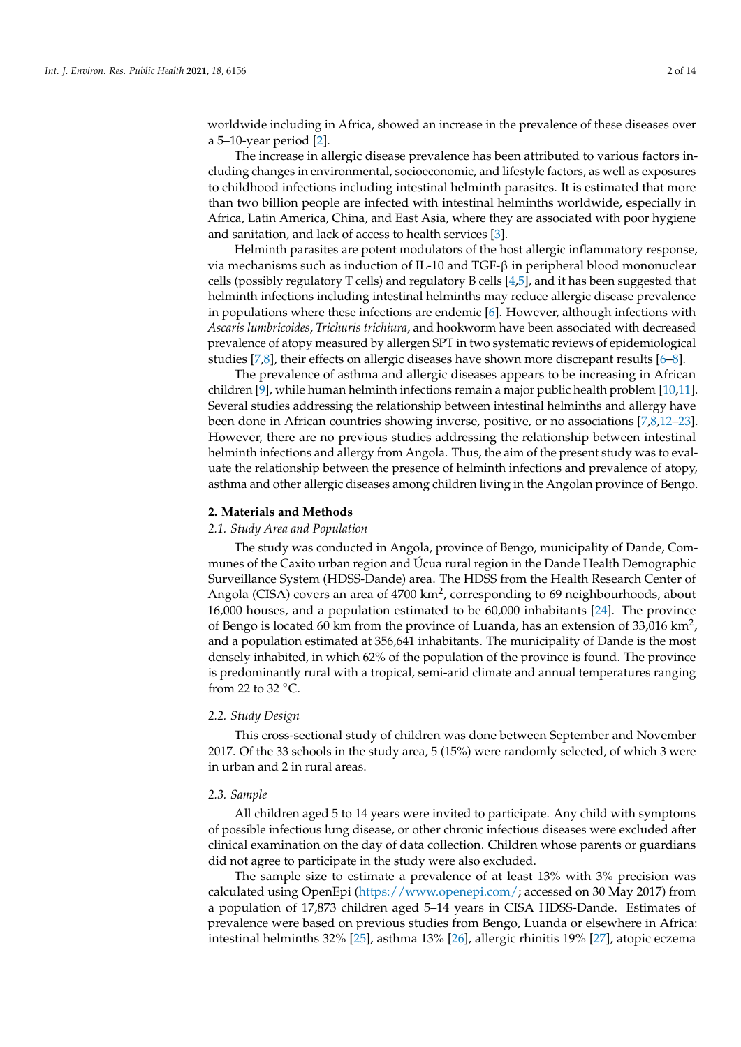worldwide including in Africa, showed an increase in the prevalence of these diseases over a 5–10-year period [2].

The increase in allergic disease prevalence has been attributed to various factors including changes in environmental, socioeconomic, and lifestyle factors, as well as exposures to childhood infections including intestinal helminth parasites. It is estimated that more than two billion people are infected with intestinal helminths worldwide, especially in Africa, Latin America, China, and East Asia, where they are associated with poor hygiene and sanitation, and lack of access to health services [3].

Helminth parasites are potent modulators of the host allergic inflammatory response, via mechanisms such as induction of IL-10 and TGF-β in peripheral blood mononuclear cells (possibly regulatory T cells) and regulatory B cells [4,5], and it has been suggested that helminth infections including intestinal helminths may reduce allergic disease prevalence in populations where these infections are endemic [6]. However, although infections with *Ascaris lumbricoides*, *Trichuris trichiura*, and hookworm have been associated with decreased prevalence of atopy measured by allergen SPT in two systematic reviews of epidemiological studies [7,8], their effects on allergic diseases have shown more discrepant results [6–8].

The prevalence of asthma and allergic diseases appears to be increasing in African children [9], while human helminth infections remain a major public health problem [10,11]. Several studies addressing the relationship between intestinal helminths and allergy have been done in African countries showing inverse, positive, or no associations [7,8,12–23]. However, there are no previous studies addressing the relationship between intestinal helminth infections and allergy from Angola. Thus, the aim of the present study was to evaluate the relationship between the presence of helminth infections and prevalence of atopy, asthma and other allergic diseases among children living in the Angolan province of Bengo.

## 2. Materials and Methods

### 2.1. Study Area and Population

The study was conducted in Angola, province of Bengo, municipality of Dande, Communes of the Caxito urban region and Úcua rural region in the Dande Health Demographic Surveillance System (HDSS-Dande) area. The HDSS from the Health Research Center of Angola (CISA) covers an area of 4700 km$^2$, corresponding to 69 neighbourhoods, about 16,000 houses, and a population estimated to be 60,000 inhabitants [24]. The province of Bengo is located 60 km from the province of Luanda, has an extension of 33,016 km$^2$, and a population estimated at 356,641 inhabitants. The municipality of Dande is the most densely inhabited, in which 62% of the population of the province is found. The province is predominantly rural with a tropical, semi-arid climate and annual temperatures ranging from 22 to 32 °C.

### 2.2. Study Design

This cross-sectional study of children was done between September and November 2017. Of the 33 schools in the study area, 5 (15%) were randomly selected, of which 3 were in urban and 2 in rural areas.

### 2.3. Sample

All children aged 5 to 14 years were invited to participate. Any child with symptoms of possible infectious lung disease, or other chronic infectious diseases were excluded after clinical examination on the day of data collection. Children whose parents or guardians did not agree to participate in the study were also excluded.

The sample size to estimate a prevalence of at least 13% with 3% precision was calculated using OpenEpi (https://www.openepi.com/; accessed on 30 May 2017) from a population of 17,873 children aged 5–14 years in CISA HDSS-Dande. Estimates of prevalence were based on previous studies from Bengo, Luanda or elsewhere in Africa: intestinal helminths 32% [25], asthma 13% [26], allergic rhinitis 19% [27], atopic eczema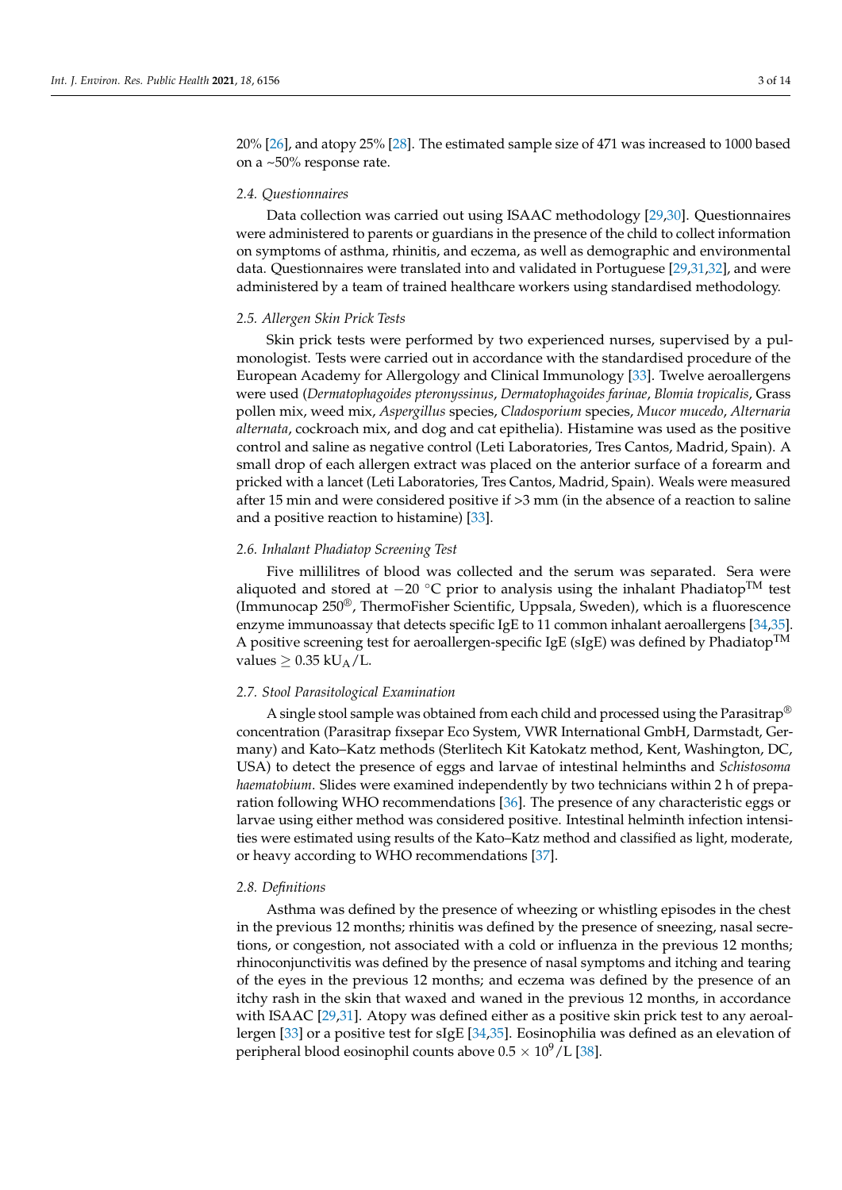20% [26], and atopy 25% [28]. The estimated sample size of 471 was increased to 1000 based on a ~50% response rate.

### 2.4. Questionnaires

Data collection was carried out using ISAAC methodology [29,30]. Questionnaires were administered to parents or guardians in the presence of the child to collect information on symptoms of asthma, rhinitis, and eczema, as well as demographic and environmental data. Questionnaires were translated into and validated in Portuguese [29,31,32], and were administered by a team of trained healthcare workers using standardised methodology.

### 2.5. Allergen Skin Prick Tests

Skin prick tests were performed by two experienced nurses, supervised by a pulmonologist. Tests were carried out in accordance with the standardised procedure of the European Academy for Allergology and Clinical Immunology [33]. Twelve aeroallergens were used (*Dermatophagoides pteronyssinus*, *Dermatophagoides farinae*, *Blomia tropicalis*, Grass pollen mix, weed mix, *Aspergillus* species, *Cladosporium* species, *Mucor mucedo*, *Alternaria alternata*, cockroach mix, and dog and cat epithelia). Histamine was used as the positive control and saline as negative control (Leti Laboratories, Tres Cantos, Madrid, Spain). A small drop of each allergen extract was placed on the anterior surface of a forearm and pricked with a lancet (Leti Laboratories, Tres Cantos, Madrid, Spain). Weals were measured after 15 min and were considered positive if >3 mm (in the absence of a reaction to saline and a positive reaction to histamine) [33].

### 2.6. Inhalant Phadiatop Screening Test

Five millilitres of blood was collected and the serum was separated. Sera were aliquoted and stored at −20 °C prior to analysis using the inhalant Phadiatop™ test (Immunocap 250®, ThermoFisher Scientific, Uppsala, Sweden), which is a fluorescence enzyme immunoassay that detects specific IgE to 11 common inhalant aeroallergens [34,35]. A positive screening test for aeroallergen-specific IgE (sIgE) was defined by Phadiatop™ values $\geq 0.35$ $kU_A/L$.

### 2.7. Stool Parasitological Examination

A single stool sample was obtained from each child and processed using the Parasitrap® concentration (Parasitrap fixsepar Eco System, VWR International GmbH, Darmstadt, Germany) and Kato–Katz methods (Sterlitech Kit Katokatz method, Kent, Washington, DC, USA) to detect the presence of eggs and larvae of intestinal helminths and *Schistosoma haematobium*. Slides were examined independently by two technicians within 2 h of preparation following WHO recommendations [36]. The presence of any characteristic eggs or larvae using either method was considered positive. Intestinal helminth infection intensities were estimated using results of the Kato–Katz method and classified as light, moderate, or heavy according to WHO recommendations [37].

### 2.8. Definitions

Asthma was defined by the presence of wheezing or whistling episodes in the chest in the previous 12 months; rhinitis was defined by the presence of sneezing, nasal secretions, or congestion, not associated with a cold or influenza in the previous 12 months; rhinoconjunctivitis was defined by the presence of nasal symptoms and itching and tearing of the eyes in the previous 12 months; and eczema was defined by the presence of an itchy rash in the skin that waxed and waned in the previous 12 months, in accordance with ISAAC [29,31]. Atopy was defined either as a positive skin prick test to any aeroallergen [33] or a positive test for sIgE [34,35]. Eosinophilia was defined as an elevation of peripheral blood eosinophil counts above $0.5 \times 10^9$/L [38].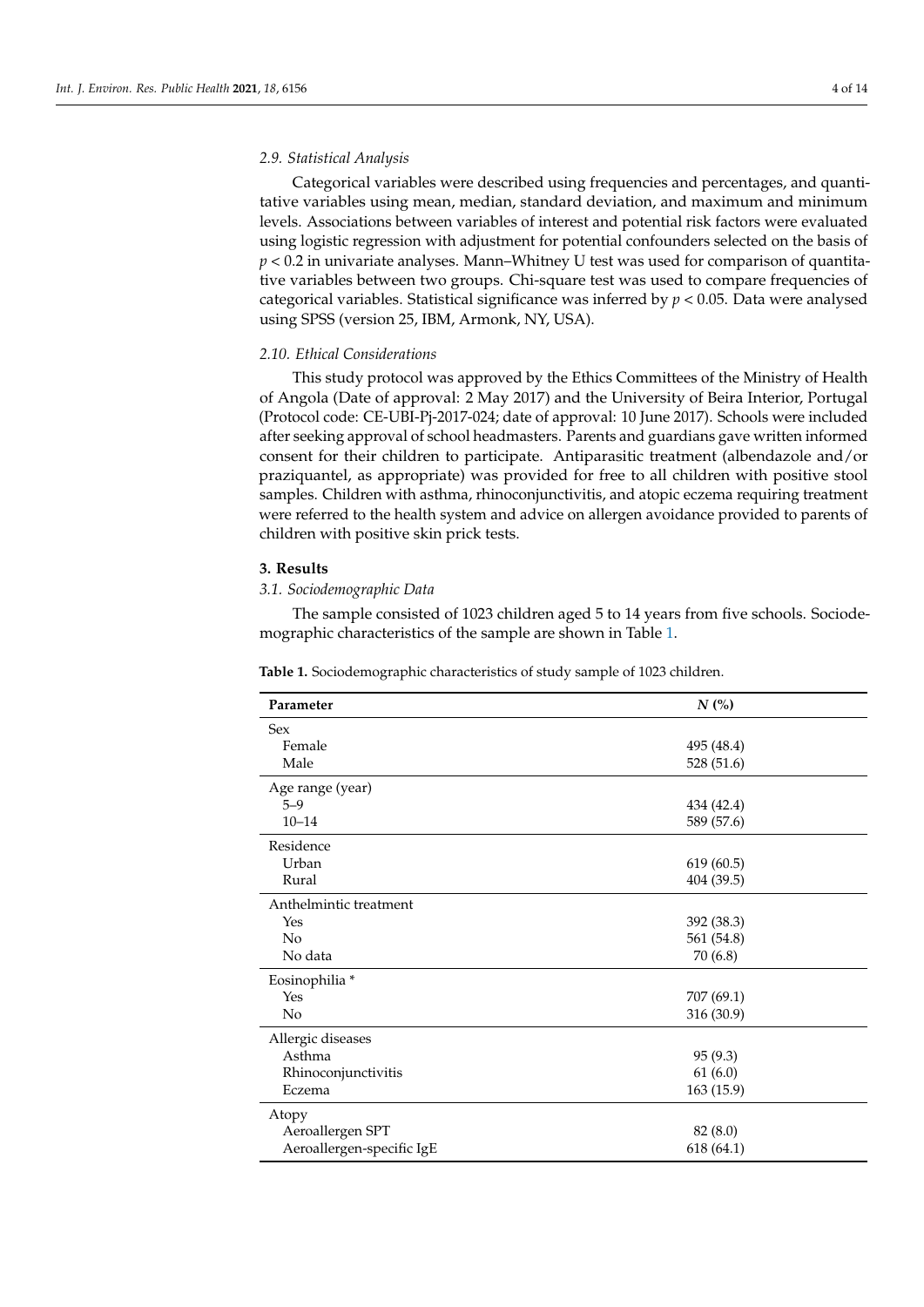### 2.9. Statistical Analysis

Categorical variables were described using frequencies and percentages, and quantitative variables using mean, median, standard deviation, and maximum and minimum levels. Associations between variables of interest and potential risk factors were evaluated using logistic regression with adjustment for potential confounders selected on the basis of $p < 0.2$ in univariate analyses. Mann–Whitney U test was used for comparison of quantitative variables between two groups. Chi-square test was used to compare frequencies of categorical variables. Statistical significance was inferred by $p < 0.05$. Data were analysed using SPSS (version 25, IBM, Armonk, NY, USA).

### 2.10. Ethical Considerations

This study protocol was approved by the Ethics Committees of the Ministry of Health of Angola (Date of approval: 2 May 2017) and the University of Beira Interior, Portugal (Protocol code: CE-UBI-Pj-2017-024; date of approval: 10 June 2017). Schools were included after seeking approval of school headmasters. Parents and guardians gave written informed consent for their children to participate. Antiparasitic treatment (albendazole and/or praziquantel, as appropriate) was provided for free to all children with positive stool samples. Children with asthma, rhinoconjunctivitis, and atopic eczema requiring treatment were referred to the health system and advice on allergen avoidance provided to parents of children with positive skin prick tests.

## 3. Results

### 3.1. Sociodemographic Data

The sample consisted of 1023 children aged 5 to 14 years from five schools. Sociodemographic characteristics of the sample are shown in Table 1.

**Table 1.** Sociodemographic characteristics of study sample of 1023 children.

| Parameter | *N* (%) |
|---|---|
| Sex | |
| Female | 495 (48.4) |
| Male | 528 (51.6) |
| Age range (year) | |
| 5–9 | 434 (42.4) |
| 10–14 | 589 (57.6) |
| Residence | |
| Urban | 619 (60.5) |
| Rural | 404 (39.5) |
| Anthelmintic treatment | |
| Yes | 392 (38.3) |
| No | 561 (54.8) |
| No data | 70 (6.8) |
| Eosinophilia * | |
| Yes | 707 (69.1) |
| No | 316 (30.9) |
| Allergic diseases | |
| Asthma | 95 (9.3) |
| Rhinoconjunctivitis | 61 (6.0) |
| Eczema | 163 (15.9) |
| Atopy | |
| Aeroallergen SPT | 82 (8.0) |
| Aeroallergen-specific IgE | 618 (64.1) |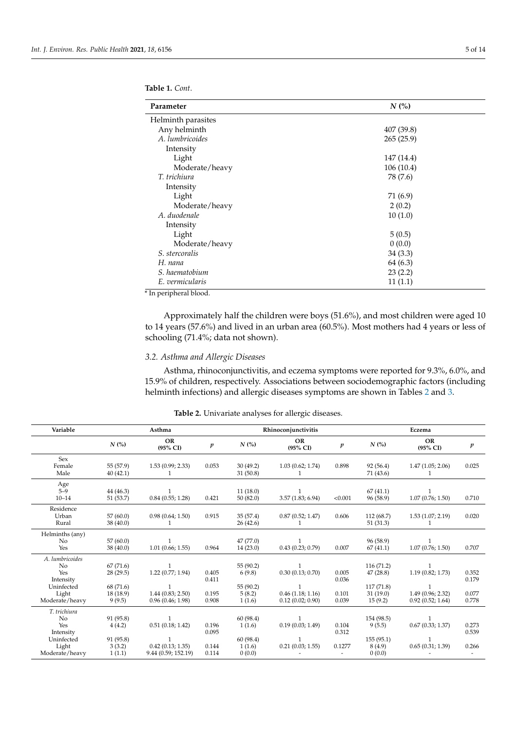**Table 1.** *Cont.*

| Parameter | N (%) |
|---|---|
| Helminth parasites | |
| Any helminth | 407 (39.8) |
| *A. lumbricoides* | 265 (25.9) |
| Intensity | |
| Light | 147 (14.4) |
| Moderate/heavy | 106 (10.4) |
| *T. trichiura* | 78 (7.6) |
| Intensity | |
| Light | 71 (6.9) |
| Moderate/heavy | 2 (0.2) |
| *A. duodenale* | 10 (1.0) |
| Intensity | |
| Light | 5 (0.5) |
| Moderate/heavy | 0 (0.0) |
| *S. stercoralis* | 34 (3.3) |
| *H. nana* | 64 (6.3) |
| *S. haematobium* | 23 (2.2) |
| *E. vermicularis* | 11 (1.1) |

* In peripheral blood.

Approximately half the children were boys (51.6%), and most children were aged 10 to 14 years (57.6%) and lived in an urban area (60.5%). Most mothers had 4 years or less of schooling (71.4%; data not shown).

### 3.2. Asthma and Allergic Diseases

Asthma, rhinoconjunctivitis, and eczema symptoms were reported for 9.3%, 6.0%, and 15.9% of children, respectively. Associations between sociodemographic factors (including helminth infections) and allergic diseases symptoms are shown in Tables 2 and 3.

**Table 2.** Univariate analyses for allergic diseases.

| Variable | Asthma | | | Rhinoconjunctivitis | | | Eczema | | |
|---|---|---|---|---|---|---|---|---|---|
| | N (%) | OR (95% CI) | p | N (%) | OR (95% CI) | p | N (%) | OR (95% CI) | p |
| Sex | | | | | | | | | |
| Female | 55 (57.9) | 1.53 (0.99; 2.33) | 0.053 | 30 (49.2) | 1.03 (0.62; 1.74) | 0.898 | 92 (56.4) | 1.47 (1.05; 2.06) | 0.025 |
| Male | 40 (42.1) | 1 | | 31 (50.8) | 1 | | 71 (43.6) | 1 | |
| Age | | | | | | | | | |
| 5–9 | 44 (46.3) | 1 | | 11 (18.0) | 1 | | 67 (41.1) | 1 | |
| 10–14 | 51 (53.7) | 0.84 (0.55; 1.28) | 0.421 | 50 (82.0) | 3.57 (1.83; 6.94) | <0.001 | 96 (58.9) | 1.07 (0.76; 1.50) | 0.710 |
| Residence | | | | | | | | | |
| Urban | 57 (60.0) | 0.98 (0.64; 1.50) | 0.915 | 35 (57.4) | 0.87 (0.52; 1.47) | 0.606 | 112 (68.7) | 1.53 (1.07; 2.19) | 0.020 |
| Rural | 38 (40.0) | 1 | | 26 (42.6) | 1 | | 51 (31.3) | 1 | |
| Helminths (any) | | | | | | | | | |
| No | 57 (60.0) | 1 | | 47 (77.0) | 1 | | 96 (58.9) | 1 | |
| Yes | 38 (40.0) | 1.01 (0.66; 1.55) | 0.964 | 14 (23.0) | 0.43 (0.23; 0.79) | 0.007 | 67 (41.1) | 1.07 (0.76; 1.50) | 0.707 |
| *A. lumbricoides* | | | | | | | | | |
| No | 67 (71.6) | 1 | | 55 (90.2) | 1 | | 116 (71.2) | 1 | |
| Yes | 28 (29.5) | 1.22 (0.77; 1.94) | 0.405 | 6 (9.8) | 0.30 (0.13; 0.70) | 0.005 | 47 (28.8) | 1.19 (0.82; 1.73) | 0.352 |
| Intensity | | | 0.411 | | | 0.036 | | | 0.179 |
| Uninfected | 68 (71.6) | 1 | | 55 (90.2) | 1 | | 117 (71.8) | 1 | |
| Light | 18 (18.9) | 1.44 (0.83; 2.50) | 0.195 | 5 (8.2) | 0.46 (1.18; 1.16) | 0.101 | 31 (19.0) | 1.49 (0.96; 2.32) | 0.077 |
| Moderate/heavy | 9 (9.5) | 0.96 (0.46; 1.98) | 0.908 | 1 (1.6) | 0.12 (0.02; 0.90) | 0.039 | 15 (9.2) | 0.92 (0.52; 1.64) | 0.778 |
| *T. trichiura* | | | | | | | | | |
| No | 91 (95.8) | 1 | | 60 (98.4) | 1 | | 154 (98.5) | 1 | |
| Yes | 4 (4.2) | 0.51 (0.18; 1.42) | 0.196 | 1 (1.6) | 0.19 (0.03; 1.49) | 0.104 | 9 (5.5) | 0.67 (0.33; 1.37) | 0.273 |
| Intensity | | | 0.095 | | | 0.312 | | | 0.539 |
| Uninfected | 91 (95.8) | 1 | | 60 (98.4) | 1 | | 155 (95.1) | 1 | |
| Light | 3 (3.2) | 0.42 (0.13; 1.35) | 0.144 | 1 (1.6) | 0.21 (0.03; 1.55) | 0.1277 | 8 (4.9) | 0.65 (0.31; 1.39) | 0.266 |
| Moderate/heavy | 1 (1.1) | 9.44 (0.59; 152.19) | 0.114 | 0 (0.0) | - | - | 0 (0.0) | - | - |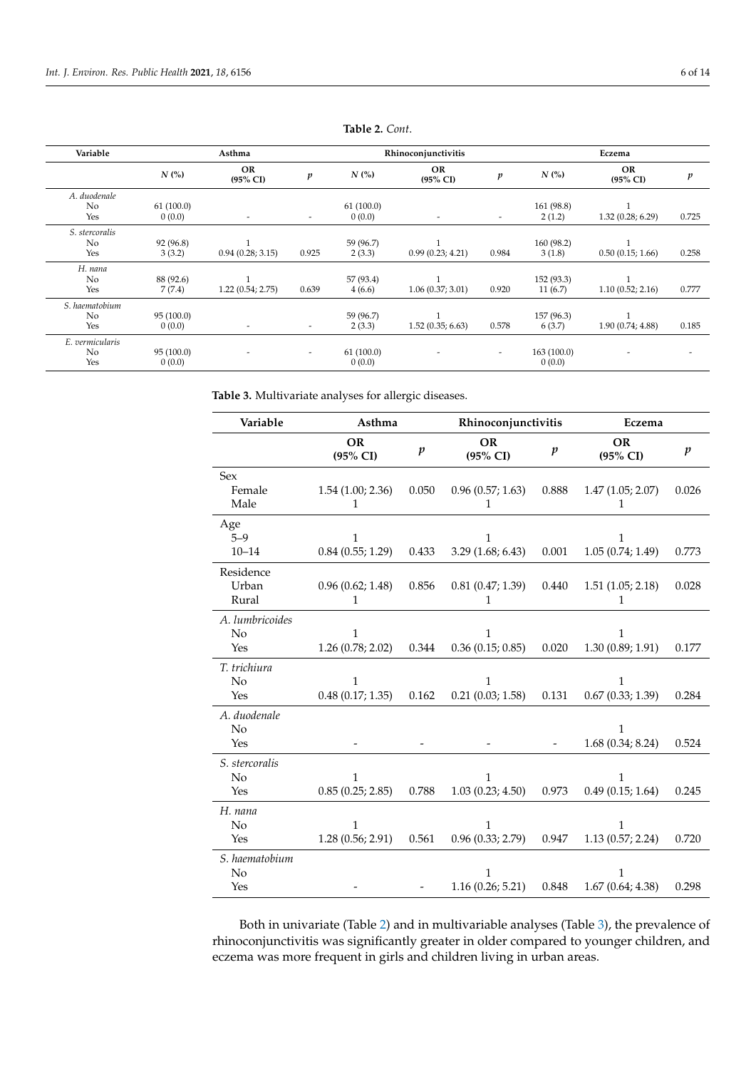**Table 2.** *Cont.*

| Variable | Asthma | | | Rhinoconjunctivitis | | | Eczema | | |
|---|---|---|---|---|---|---|---|---|---|
| | *N* (%) | OR (95% CI) | *p* | *N* (%) | OR (95% CI) | *p* | *N* (%) | OR (95% CI) | *p* |
| *A. duodenale* | | | | | | | | | |
| No | 61 (100.0) | | | 61 (100.0) | | | 161 (98.8) | 1 | |
| Yes | 0 (0.0) | - | - | 0 (0.0) | - | - | 2 (1.2) | 1.32 (0.28; 6.29) | 0.725 |
| *S. stercoralis* | | | | | | | | | |
| No | 92 (96.8) | 1 | | 59 (96.7) | 1 | | 160 (98.2) | 1 | |
| Yes | 3 (3.2) | 0.94 (0.28; 3.15) | 0.925 | 2 (3.3) | 0.99 (0.23; 4.21) | 0.984 | 3 (1.8) | 0.50 (0.15; 1.66) | 0.258 |
| *H. nana* | | | | | | | | | |
| No | 88 (92.6) | 1 | | 57 (93.4) | 1 | | 152 (93.3) | 1 | |
| Yes | 7 (7.4) | 1.22 (0.54; 2.75) | 0.639 | 4 (6.6) | 1.06 (0.37; 3.01) | 0.920 | 11 (6.7) | 1.10 (0.52; 2.16) | 0.777 |
| *S. haematobium* | | | | | | | | | |
| No | 95 (100.0) | | | 59 (96.7) | 1 | | 157 (96.3) | 1 | |
| Yes | 0 (0.0) | - | - | 2 (3.3) | 1.52 (0.35; 6.63) | 0.578 | 6 (3.7) | 1.90 (0.74; 4.88) | 0.185 |
| *E. vermicularis* | | | | | | | | | |
| No | 95 (100.0) | - | - | 61 (100.0) | - | - | 163 (100.0) | - | - |
| Yes | 0 (0.0) | | | 0 (0.0) | | | 0 (0.0) | | |

**Table 3.** Multivariate analyses for allergic diseases.

| Variable | Asthma | | Rhinoconjunctivitis | | Eczema | |
|---|---|---|---|---|---|---|
| | OR (95% CI) | *p* | OR (95% CI) | *p* | OR (95% CI) | *p* |
| Sex | | | | | | |
| Female | 1.54 (1.00; 2.36) | 0.050 | 0.96 (0.57; 1.63) | 0.888 | 1.47 (1.05; 2.07) | 0.026 |
| Male | 1 | | 1 | | 1 | |
| Age | | | | | | |
| 5–9 | 1 | | 1 | | 1 | |
| 10–14 | 0.84 (0.55; 1.29) | 0.433 | 3.29 (1.68; 6.43) | 0.001 | 1.05 (0.74; 1.49) | 0.773 |
| Residence | | | | | | |
| Urban | 0.96 (0.62; 1.48) | 0.856 | 0.81 (0.47; 1.39) | 0.440 | 1.51 (1.05; 2.18) | 0.028 |
| Rural | 1 | | 1 | | 1 | |
| *A. lumbricoides* | | | | | | |
| No | 1 | | 1 | | 1 | |
| Yes | 1.26 (0.78; 2.02) | 0.344 | 0.36 (0.15; 0.85) | 0.020 | 1.30 (0.89; 1.91) | 0.177 |
| *T. trichiura* | | | | | | |
| No | 1 | | 1 | | 1 | |
| Yes | 0.48 (0.17; 1.35) | 0.162 | 0.21 (0.03; 1.58) | 0.131 | 0.67 (0.33; 1.39) | 0.284 |
| *A. duodenale* | | | | | | |
| No | | | | | 1 | |
| Yes | - | - | - | - | 1.68 (0.34; 8.24) | 0.524 |
| *S. stercoralis* | | | | | | |
| No | 1 | | 1 | | 1 | |
| Yes | 0.85 (0.25; 2.85) | 0.788 | 1.03 (0.23; 4.50) | 0.973 | 0.49 (0.15; 1.64) | 0.245 |
| *H. nana* | | | | | | |
| No | 1 | | 1 | | 1 | |
| Yes | 1.28 (0.56; 2.91) | 0.561 | 0.96 (0.33; 2.79) | 0.947 | 1.13 (0.57; 2.24) | 0.720 |
| *S. haematobium* | | | | | | |
| No | | | 1 | | 1 | |
| Yes | - | - | 1.16 (0.26; 5.21) | 0.848 | 1.67 (0.64; 4.38) | 0.298 |

Both in univariate (Table 2) and in multivariable analyses (Table 3), the prevalence of rhinoconjunctivitis was significantly greater in older compared to younger children, and eczema was more frequent in girls and children living in urban areas.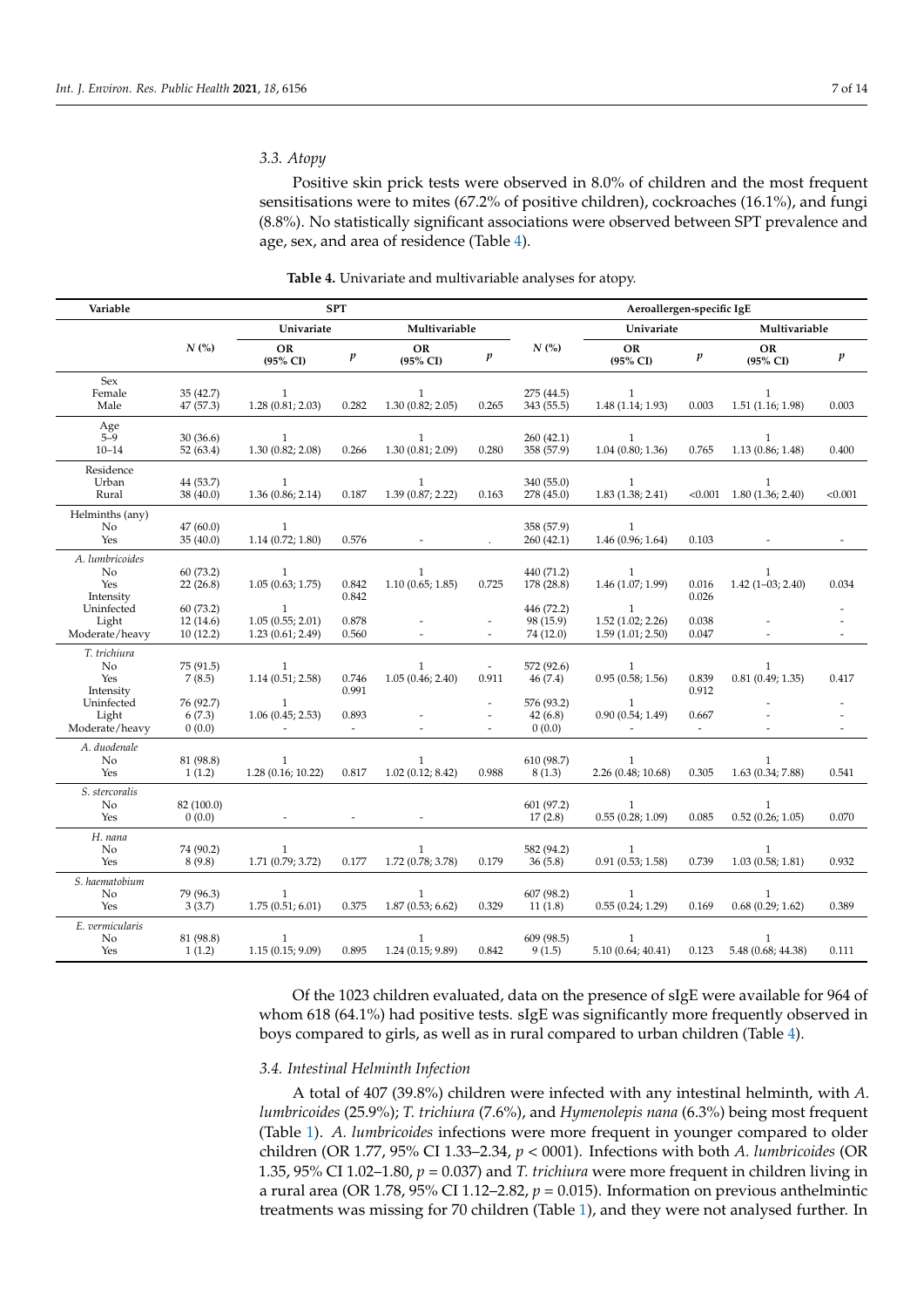### 3.3. Atopy

Positive skin prick tests were observed in 8.0% of children and the most frequent sensitisations were to mites (67.2% of positive children), cockroaches (16.1%), and fungi (8.8%). No statistically significant associations were observed between SPT prevalence and age, sex, and area of residence (Table 4).

**Table 4.** Univariate and multivariable analyses for atopy.

| Variable | SPT | | | | | Aeroallergen-specific IgE | | | | |
|---|---|---|---|---|---|---|---|---|---|---|
| | | Univariate | | Multivariable | | | Univariate | | Multivariable | |
| | *N* (%) | OR (95% CI) | *p* | OR (95% CI) | *p* | *N* (%) | OR (95% CI) | *p* | OR (95% CI) | *p* |
| **Sex** | | | | | | | | | | |
| Female | 35 (42.7) | 1 | | 1 | | 275 (44.5) | 1 | | 1 | |
| Male | 47 (57.3) | 1.28 (0.81; 2.03) | 0.282 | 1.30 (0.82; 2.05) | 0.265 | 343 (55.5) | 1.48 (1.14; 1.93) | 0.003 | 1.51 (1.16; 1.98) | 0.003 |
| **Age** | | | | | | | | | | |
| 5–9 | 30 (36.6) | 1 | | 1 | | 260 (42.1) | 1 | | 1 | |
| 10–14 | 52 (63.4) | 1.30 (0.82; 2.08) | 0.266 | 1.30 (0.81; 2.09) | 0.280 | 358 (57.9) | 1.04 (0.80; 1.36) | 0.765 | 1.13 (0.86; 1.48) | 0.400 |
| **Residence** | | | | | | | | | | |
| Urban | 44 (53.7) | 1 | | 1 | | 340 (55.0) | 1 | | 1 | |
| Rural | 38 (40.0) | 1.36 (0.86; 2.14) | 0.187 | 1.39 (0.87; 2.22) | 0.163 | 278 (45.0) | 1.83 (1.38; 2.41) | <0.001 | 1.80 (1.36; 2.40) | <0.001 |
| **Helminths (any)** | | | | | | | | | | |
| No | 47 (60.0) | 1 | | | | 358 (57.9) | 1 | | | |
| Yes | 35 (40.0) | 1.14 (0.72; 1.80) | 0.576 | - | . | 260 (42.1) | 1.46 (0.96; 1.64) | 0.103 | - | - |
| ***A. lumbricoides*** | | | | | | | | | | |
| No | 60 (73.2) | 1 | | 1 | | 440 (71.2) | 1 | | 1 | |
| Yes | 22 (26.8) | 1.05 (0.63; 1.75) | 0.842 | 1.10 (0.65; 1.85) | 0.725 | 178 (28.8) | 1.46 (1.07; 1.99) | 0.016 | 1.42 (1–03; 2.40) | 0.034 |
| Intensity | | | 0.842 | | | | | 0.026 | | |
| Uninfected | 60 (73.2) | 1 | | | | 446 (72.2) | 1 | | | - |
| Light | 12 (14.6) | 1.05 (0.55; 2.01) | 0.878 | - | - | 98 (15.9) | 1.52 (1.02; 2.26) | 0.038 | - | - |
| Moderate/heavy | 10 (12.2) | 1.23 (0.61; 2.49) | 0.560 | - | - | 74 (12.0) | 1.59 (1.01; 2.50) | 0.047 | - | - |
| ***T. trichiura*** | | | | | | | | | | |
| No | 75 (91.5) | 1 | | 1 | - | 572 (92.6) | 1 | | 1 | |
| Yes | 7 (8.5) | 1.14 (0.51; 2.58) | 0.746 | 1.05 (0.46; 2.40) | 0.911 | 46 (7.4) | 0.95 (0.58; 1.56) | 0.839 | 0.81 (0.49; 1.35) | 0.417 |
| Intensity | | | 0.991 | | | | | 0.912 | | |
| Uninfected | 76 (92.7) | 1 | | | - | 576 (93.2) | 1 | | - | - |
| Light | 6 (7.3) | 1.06 (0.45; 2.53) | 0.893 | - | - | 42 (6.8) | 0.90 (0.54; 1.49) | 0.667 | - | - |
| Moderate/heavy | 0 (0.0) | - | - | - | - | 0 (0.0) | - | - | - | - |
| ***A. duodenale*** | | | | | | | | | | |
| No | 81 (98.8) | 1 | | 1 | | 610 (98.7) | 1 | | 1 | |
| Yes | 1 (1.2) | 1.28 (0.16; 10.22) | 0.817 | 1.02 (0.12; 8.42) | 0.988 | 8 (1.3) | 2.26 (0.48; 10.68) | 0.305 | 1.63 (0.34; 7.88) | 0.541 |
| ***S. stercoralis*** | | | | | | | | | | |
| No | 82 (100.0) | | | | | 601 (97.2) | 1 | | 1 | |
| Yes | 0 (0.0) | - | - | - | | 17 (2.8) | 0.55 (0.28; 1.09) | 0.085 | 0.52 (0.26; 1.05) | 0.070 |
| ***H. nana*** | | | | | | | | | | |
| No | 74 (90.2) | 1 | | 1 | | 582 (94.2) | 1 | | 1 | |
| Yes | 8 (9.8) | 1.71 (0.79; 3.72) | 0.177 | 1.72 (0.78; 3.78) | 0.179 | 36 (5.8) | 0.91 (0.53; 1.58) | 0.739 | 1.03 (0.58; 1.81) | 0.932 |
| ***S. haematobium*** | | | | | | | | | | |
| No | 79 (96.3) | 1 | | 1 | | 607 (98.2) | 1 | | 1 | |
| Yes | 3 (3.7) | 1.75 (0.51; 6.01) | 0.375 | 1.87 (0.53; 6.62) | 0.329 | 11 (1.8) | 0.55 (0.24; 1.29) | 0.169 | 0.68 (0.29; 1.62) | 0.389 |
| ***E. vermicularis*** | | | | | | | | | | |
| No | 81 (98.8) | 1 | | 1 | | 609 (98.5) | 1 | | 1 | |
| Yes | 1 (1.2) | 1.15 (0.15; 9.09) | 0.895 | 1.24 (0.15; 9.89) | 0.842 | 9 (1.5) | 5.10 (0.64; 40.41) | 0.123 | 5.48 (0.68; 44.38) | 0.111 |

Of the 1023 children evaluated, data on the presence of sIgE were available for 964 of whom 618 (64.1%) had positive tests. sIgE was significantly more frequently observed in boys compared to girls, as well as in rural compared to urban children (Table 4).

### 3.4. Intestinal Helminth Infection

A total of 407 (39.8%) children were infected with any intestinal helminth, with *A. lumbricoides* (25.9%); *T. trichiura* (7.6%), and *Hymenolepis nana* (6.3%) being most frequent (Table 1). *A. lumbricoides* infections were more frequent in younger compared to older children (OR 1.77, 95% CI 1.33–2.34, $p$ < 0001). Infections with both *A. lumbricoides* (OR 1.35, 95% CI 1.02–1.80, $p$ = 0.037) and *T. trichiura* were more frequent in children living in a rural area (OR 1.78, 95% CI 1.12–2.82, $p$ = 0.015). Information on previous anthelmintic treatments was missing for 70 children (Table 1), and they were not analysed further. In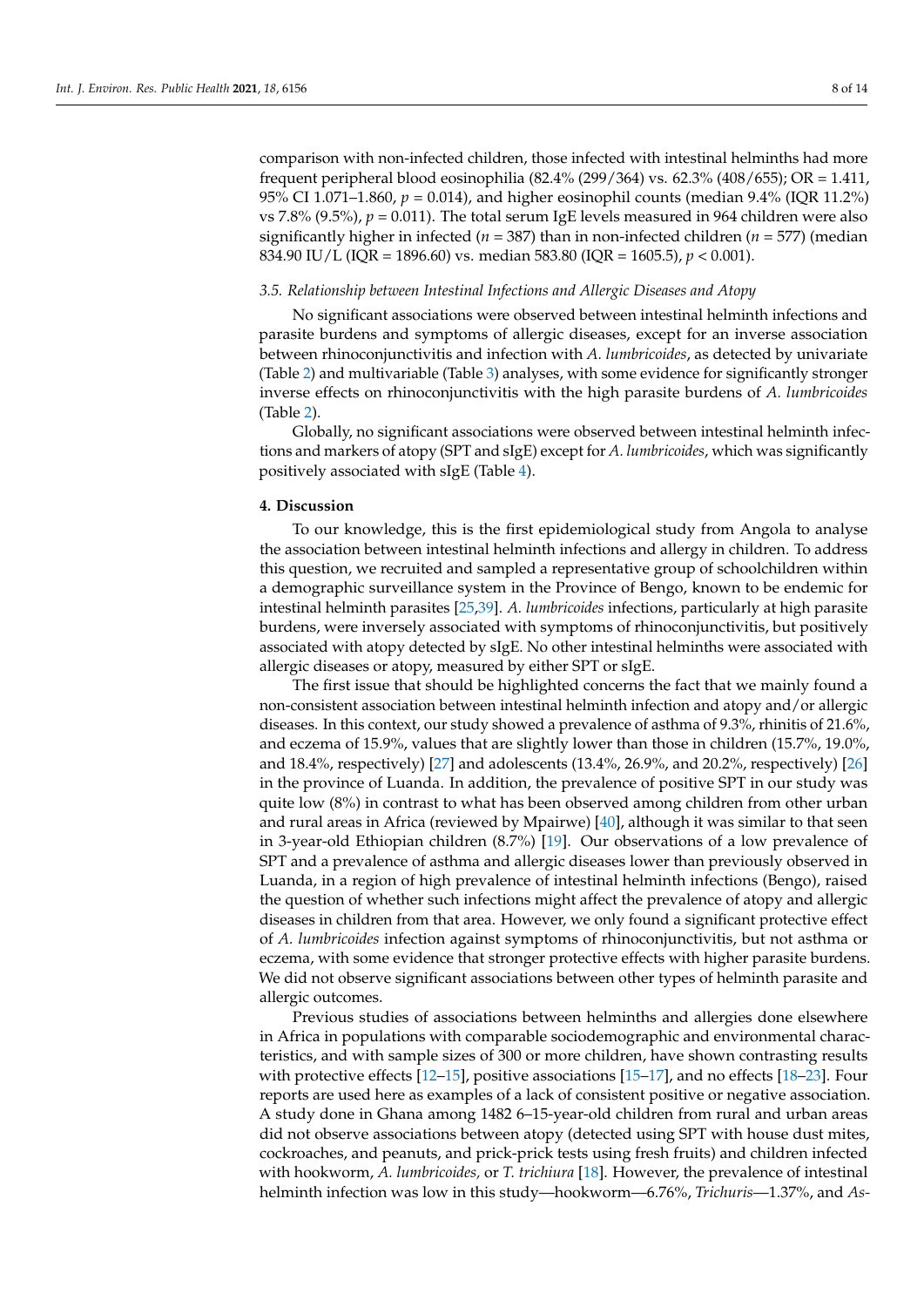comparison with non-infected children, those infected with intestinal helminths had more frequent peripheral blood eosinophilia (82.4% (299/364) vs. 62.3% (408/655); OR = 1.411, 95% CI 1.071–1.860, $p = 0.014$), and higher eosinophil counts (median 9.4% (IQR 11.2%) vs 7.8% (9.5%), $p = 0.011$). The total serum IgE levels measured in 964 children were also significantly higher in infected ($n = 387$) than in non-infected children ($n = 577$) (median 834.90 IU/L (IQR = 1896.60) vs. median 583.80 (IQR = 1605.5), $p < 0.001$).

### *3.5. Relationship between Intestinal Infections and Allergic Diseases and Atopy*

No significant associations were observed between intestinal helminth infections and parasite burdens and symptoms of allergic diseases, except for an inverse association between rhinoconjunctivitis and infection with *A. lumbricoides*, as detected by univariate (Table 2) and multivariable (Table 3) analyses, with some evidence for significantly stronger inverse effects on rhinoconjunctivitis with the high parasite burdens of *A. lumbricoides* (Table 2).

Globally, no significant associations were observed between intestinal helminth infections and markers of atopy (SPT and sIgE) except for *A. lumbricoides*, which was significantly positively associated with sIgE (Table 4).

## **4. Discussion**

To our knowledge, this is the first epidemiological study from Angola to analyse the association between intestinal helminth infections and allergy in children. To address this question, we recruited and sampled a representative group of schoolchildren within a demographic surveillance system in the Province of Bengo, known to be endemic for intestinal helminth parasites [25,39]. *A. lumbricoides* infections, particularly at high parasite burdens, were inversely associated with symptoms of rhinoconjunctivitis, but positively associated with atopy detected by sIgE. No other intestinal helminths were associated with allergic diseases or atopy, measured by either SPT or sIgE.

The first issue that should be highlighted concerns the fact that we mainly found a non-consistent association between intestinal helminth infection and atopy and/or allergic diseases. In this context, our study showed a prevalence of asthma of 9.3%, rhinitis of 21.6%, and eczema of 15.9%, values that are slightly lower than those in children (15.7%, 19.0%, and 18.4%, respectively) [27] and adolescents (13.4%, 26.9%, and 20.2%, respectively) [26] in the province of Luanda. In addition, the prevalence of positive SPT in our study was quite low (8%) in contrast to what has been observed among children from other urban and rural areas in Africa (reviewed by Mpairwe) [40], although it was similar to that seen in 3-year-old Ethiopian children (8.7%) [19]. Our observations of a low prevalence of SPT and a prevalence of asthma and allergic diseases lower than previously observed in Luanda, in a region of high prevalence of intestinal helminth infections (Bengo), raised the question of whether such infections might affect the prevalence of atopy and allergic diseases in children from that area. However, we only found a significant protective effect of *A. lumbricoides* infection against symptoms of rhinoconjunctivitis, but not asthma or eczema, with some evidence that stronger protective effects with higher parasite burdens. We did not observe significant associations between other types of helminth parasite and allergic outcomes.

Previous studies of associations between helminths and allergies done elsewhere in Africa in populations with comparable sociodemographic and environmental characteristics, and with sample sizes of 300 or more children, have shown contrasting results with protective effects [12–15], positive associations [15–17], and no effects [18–23]. Four reports are used here as examples of a lack of consistent positive or negative association. A study done in Ghana among 1482 6–15-year-old children from rural and urban areas did not observe associations between atopy (detected using SPT with house dust mites, cockroaches, and peanuts, and prick-prick tests using fresh fruits) and children infected with hookworm, *A. lumbricoides,* or *T. trichiura* [18]. However, the prevalence of intestinal helminth infection was low in this study—hookworm—6.76%, *Trichuris*—1.37%, and *As-*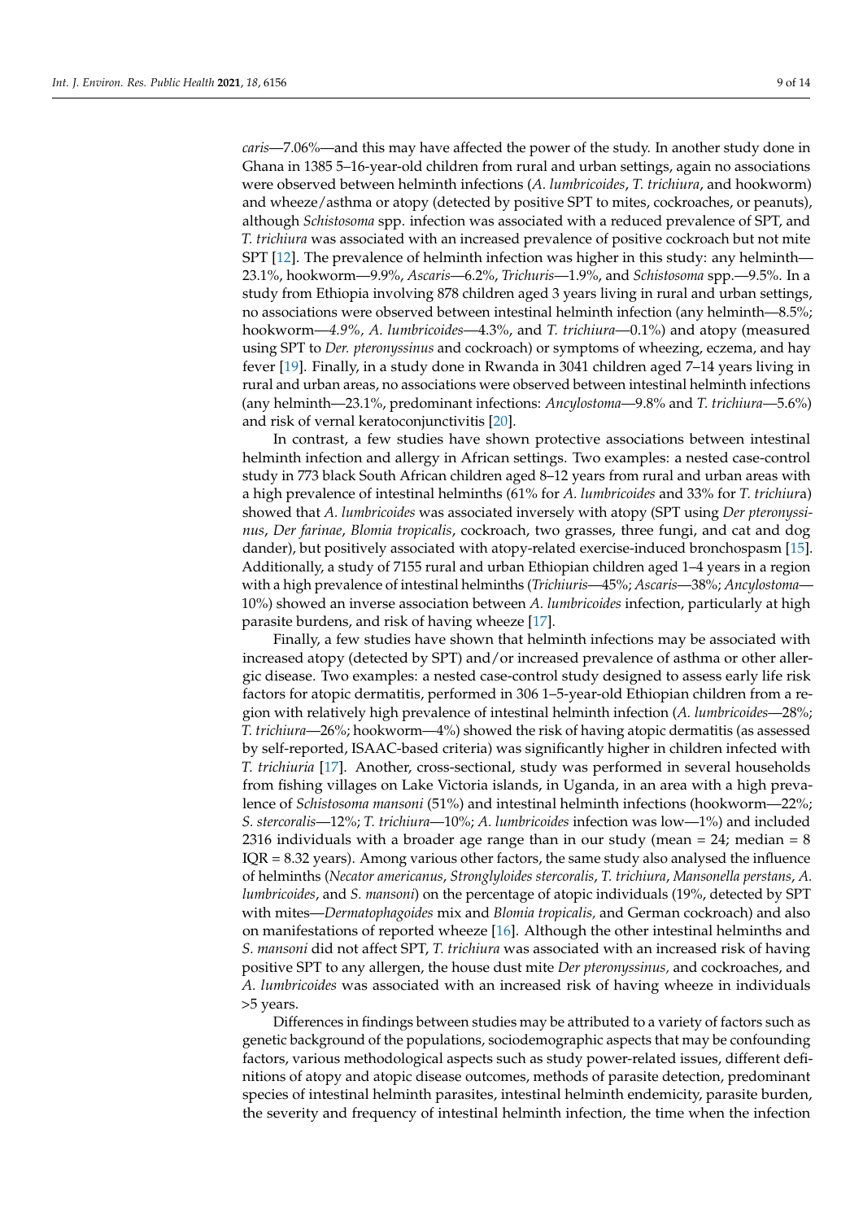*caris*—7.06%—and this may have affected the power of the study. In another study done in Ghana in 1385 5–16-year-old children from rural and urban settings, again no associations were observed between helminth infections (*A. lumbricoides*, *T. trichiura*, and hookworm) and wheeze/asthma or atopy (detected by positive SPT to mites, cockroaches, or peanuts), although *Schistosoma* spp. infection was associated with a reduced prevalence of SPT, and *T. trichiura* was associated with an increased prevalence of positive cockroach but not mite SPT [12]. The prevalence of helminth infection was higher in this study: any helminth—23.1%, hookworm—9.9%, *Ascaris*—6.2%, *Trichuris*—1.9%, and *Schistosoma* spp.—9.5%. In a study from Ethiopia involving 878 children aged 3 years living in rural and urban settings, no associations were observed between intestinal helminth infection (any helminth—8.5%; hookworm—*4.9%, A. lumbricoides*—4.3%, and *T. trichiura*—0.1%) and atopy (measured using SPT to *Der. pteronyssinus* and cockroach) or symptoms of wheezing, eczema, and hay fever [19]. Finally, in a study done in Rwanda in 3041 children aged 7–14 years living in rural and urban areas, no associations were observed between intestinal helminth infections (any helminth—23.1%, predominant infections: *Ancylostoma*—9.8% and *T. trichiura*—5.6%) and risk of vernal keratoconjunctivitis [20].

In contrast, a few studies have shown protective associations between intestinal helminth infection and allergy in African settings. Two examples: a nested case-control study in 773 black South African children aged 8–12 years from rural and urban areas with a high prevalence of intestinal helminths (61% for *A. lumbricoides* and 33% for *T. trichiur*a) showed that *A. lumbricoides* was associated inversely with atopy (SPT using *Der pteronyssinus*, *Der farinae*, *Blomia tropicalis*, cockroach, two grasses, three fungi, and cat and dog dander), but positively associated with atopy-related exercise-induced bronchospasm [15]. Additionally, a study of 7155 rural and urban Ethiopian children aged 1–4 years in a region with a high prevalence of intestinal helminths (*Trichiuris*—45%; *Ascaris*—38%; *Ancylostoma*—10%) showed an inverse association between *A. lumbricoides* infection, particularly at high parasite burdens, and risk of having wheeze [17].

Finally, a few studies have shown that helminth infections may be associated with increased atopy (detected by SPT) and/or increased prevalence of asthma or other allergic disease. Two examples: a nested case-control study designed to assess early life risk factors for atopic dermatitis, performed in 306 1–5-year-old Ethiopian children from a region with relatively high prevalence of intestinal helminth infection (*A. lumbricoides*—28%; *T. trichiura*—26%; hookworm—4%) showed the risk of having atopic dermatitis (as assessed by self-reported, ISAAC-based criteria) was significantly higher in children infected with *T. trichiuria* [17]. Another, cross-sectional, study was performed in several households from fishing villages on Lake Victoria islands, in Uganda, in an area with a high prevalence of *Schistosoma mansoni* (51%) and intestinal helminth infections (hookworm—22%; *S. stercoralis*—12%; *T. trichiura*—10%; *A. lumbricoides* infection was low—1%) and included 2316 individuals with a broader age range than in our study (mean = 24; median = 8 IQR = 8.32 years). Among various other factors, the same study also analysed the influence of helminths (*Necator americanus*, *Stronglyloides stercoralis*, *T. trichiura*, *Mansonella perstans*, *A. lumbricoides*, and *S. mansoni*) on the percentage of atopic individuals (19%, detected by SPT with mites—*Dermatophagoides* mix and *Blomia tropicalis,* and German cockroach) and also on manifestations of reported wheeze [16]. Although the other intestinal helminths and *S. mansoni* did not affect SPT, *T. trichiura* was associated with an increased risk of having positive SPT to any allergen, the house dust mite *Der pteronyssinus,* and cockroaches, and *A. lumbricoides* was associated with an increased risk of having wheeze in individuals >5 years.

Differences in findings between studies may be attributed to a variety of factors such as genetic background of the populations, sociodemographic aspects that may be confounding factors, various methodological aspects such as study power-related issues, different definitions of atopy and atopic disease outcomes, methods of parasite detection, predominant species of intestinal helminth parasites, intestinal helminth endemicity, parasite burden, the severity and frequency of intestinal helminth infection, the time when the infection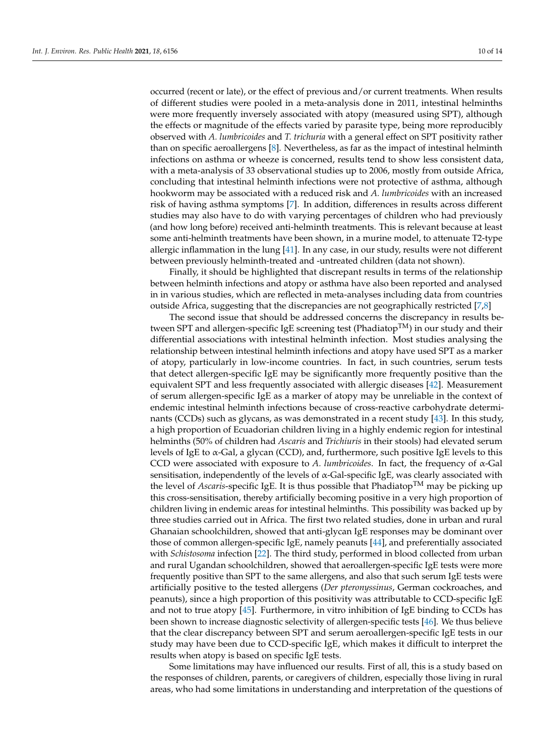occurred (recent or late), or the effect of previous and/or current treatments. When results of different studies were pooled in a meta-analysis done in 2011, intestinal helminths were more frequently inversely associated with atopy (measured using SPT), although the effects or magnitude of the effects varied by parasite type, being more reproducibly observed with *A. lumbricoides* and *T. trichuria* with a general effect on SPT positivity rather than on specific aeroallergens [8]. Nevertheless, as far as the impact of intestinal helminth infections on asthma or wheeze is concerned, results tend to show less consistent data, with a meta-analysis of 33 observational studies up to 2006, mostly from outside Africa, concluding that intestinal helminth infections were not protective of asthma, although hookworm may be associated with a reduced risk and *A. lumbricoides* with an increased risk of having asthma symptoms [7]. In addition, differences in results across different studies may also have to do with varying percentages of children who had previously (and how long before) received anti-helminth treatments. This is relevant because at least some anti-helminth treatments have been shown, in a murine model, to attenuate T2-type allergic inflammation in the lung [41]. In any case, in our study, results were not different between previously helminth-treated and -untreated children (data not shown).

Finally, it should be highlighted that discrepant results in terms of the relationship between helminth infections and atopy or asthma have also been reported and analysed in in various studies, which are reflected in meta-analyses including data from countries outside Africa, suggesting that the discrepancies are not geographically restricted [7,8]

The second issue that should be addressed concerns the discrepancy in results between SPT and allergen-specific IgE screening test (Phadiatop$^{TM}$) in our study and their differential associations with intestinal helminth infection. Most studies analysing the relationship between intestinal helminth infections and atopy have used SPT as a marker of atopy, particularly in low-income countries. In fact, in such countries, serum tests that detect allergen-specific IgE may be significantly more frequently positive than the equivalent SPT and less frequently associated with allergic diseases [42]. Measurement of serum allergen-specific IgE as a marker of atopy may be unreliable in the context of endemic intestinal helminth infections because of cross-reactive carbohydrate determinants (CCDs) such as glycans, as was demonstrated in a recent study [43]. In this study, a high proportion of Ecuadorian children living in a highly endemic region for intestinal helminths (50% of children had *Ascaris* and *Trichiuris* in their stools) had elevated serum levels of IgE to α-Gal, a glycan (CCD), and, furthermore, such positive IgE levels to this CCD were associated with exposure to *A. lumbricoides*. In fact, the frequency of α-Gal sensitisation, independently of the levels of α-Gal-specific IgE, was clearly associated with the level of *Ascaris*-specific IgE. It is thus possible that Phadiatop$^{TM}$ may be picking up this cross-sensitisation, thereby artificially becoming positive in a very high proportion of children living in endemic areas for intestinal helminths. This possibility was backed up by three studies carried out in Africa. The first two related studies, done in urban and rural Ghanaian schoolchildren, showed that anti-glycan IgE responses may be dominant over those of common allergen-specific IgE, namely peanuts [44], and preferentially associated with *Schistosoma* infection [22]. The third study, performed in blood collected from urban and rural Ugandan schoolchildren, showed that aeroallergen-specific IgE tests were more frequently positive than SPT to the same allergens, and also that such serum IgE tests were artificially positive to the tested allergens (*Der pteronyssinus*, German cockroaches, and peanuts), since a high proportion of this positivity was attributable to CCD-specific IgE and not to true atopy [45]. Furthermore, in vitro inhibition of IgE binding to CCDs has been shown to increase diagnostic selectivity of allergen-specific tests [46]. We thus believe that the clear discrepancy between SPT and serum aeroallergen-specific IgE tests in our study may have been due to CCD-specific IgE, which makes it difficult to interpret the results when atopy is based on specific IgE tests.

Some limitations may have influenced our results. First of all, this is a study based on the responses of children, parents, or caregivers of children, especially those living in rural areas, who had some limitations in understanding and interpretation of the questions of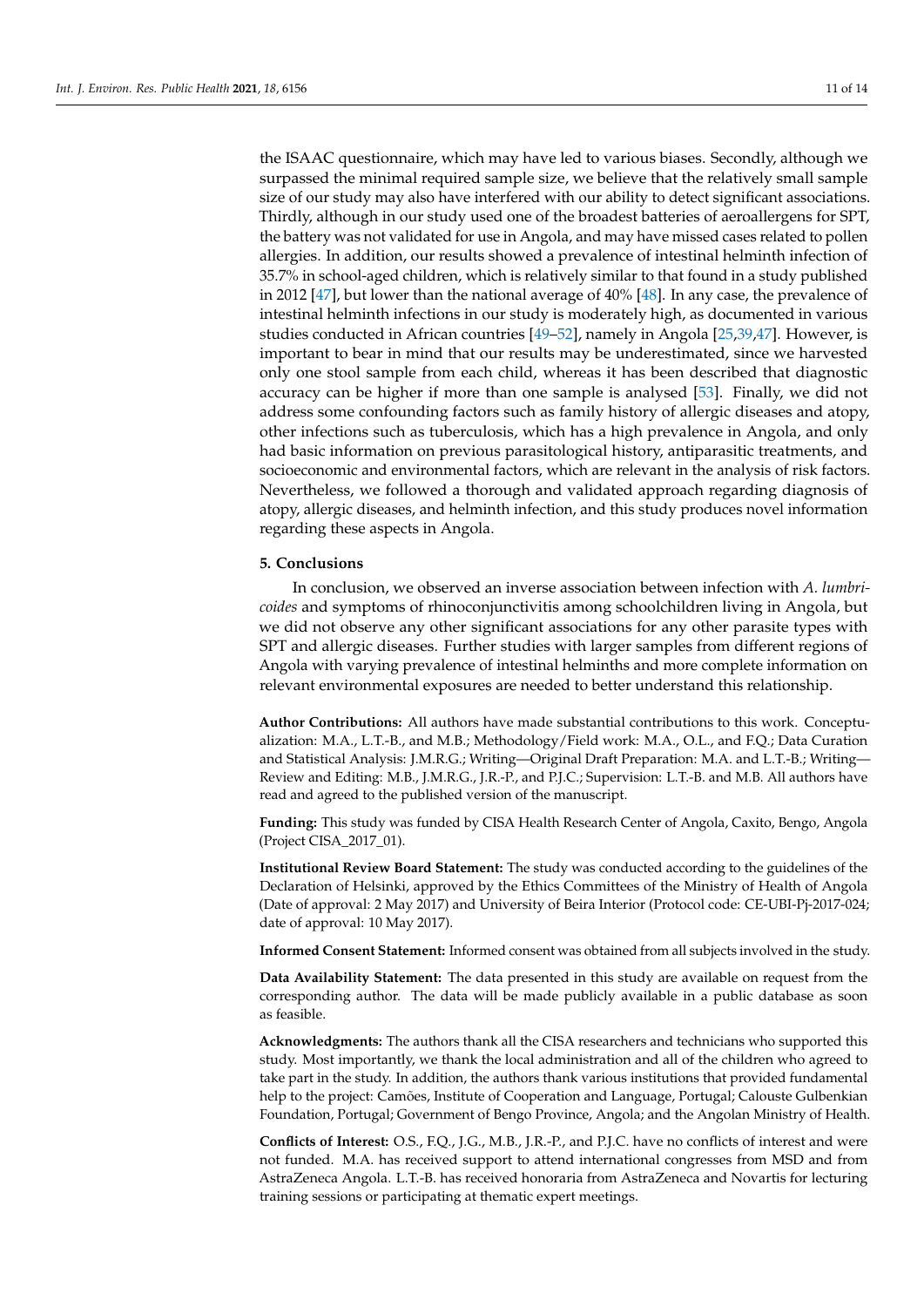the ISAAC questionnaire, which may have led to various biases. Secondly, although we surpassed the minimal required sample size, we believe that the relatively small sample size of our study may also have interfered with our ability to detect significant associations. Thirdly, although in our study used one of the broadest batteries of aeroallergens for SPT, the battery was not validated for use in Angola, and may have missed cases related to pollen allergies. In addition, our results showed a prevalence of intestinal helminth infection of 35.7% in school-aged children, which is relatively similar to that found in a study published in 2012 [47], but lower than the national average of 40% [48]. In any case, the prevalence of intestinal helminth infections in our study is moderately high, as documented in various studies conducted in African countries [49–52], namely in Angola [25,39,47]. However, is important to bear in mind that our results may be underestimated, since we harvested only one stool sample from each child, whereas it has been described that diagnostic accuracy can be higher if more than one sample is analysed [53]. Finally, we did not address some confounding factors such as family history of allergic diseases and atopy, other infections such as tuberculosis, which has a high prevalence in Angola, and only had basic information on previous parasitological history, antiparasitic treatments, and socioeconomic and environmental factors, which are relevant in the analysis of risk factors. Nevertheless, we followed a thorough and validated approach regarding diagnosis of atopy, allergic diseases, and helminth infection, and this study produces novel information regarding these aspects in Angola.

## 5. Conclusions

In conclusion, we observed an inverse association between infection with *A. lumbricoides* and symptoms of rhinoconjunctivitis among schoolchildren living in Angola, but we did not observe any other significant associations for any other parasite types with SPT and allergic diseases. Further studies with larger samples from different regions of Angola with varying prevalence of intestinal helminths and more complete information on relevant environmental exposures are needed to better understand this relationship.

**Author Contributions:** All authors have made substantial contributions to this work. Conceptualization: M.A., L.T.-B., and M.B.; Methodology/Field work: M.A., O.L., and F.Q.; Data Curation and Statistical Analysis: J.M.R.G.; Writing—Original Draft Preparation: M.A. and L.T.-B.; Writing—Review and Editing: M.B., J.M.R.G., J.R.-P., and P.J.C.; Supervision: L.T.-B. and M.B. All authors have read and agreed to the published version of the manuscript.

**Funding:** This study was funded by CISA Health Research Center of Angola, Caxito, Bengo, Angola (Project CISA_2017_01).

**Institutional Review Board Statement:** The study was conducted according to the guidelines of the Declaration of Helsinki, approved by the Ethics Committees of the Ministry of Health of Angola (Date of approval: 2 May 2017) and University of Beira Interior (Protocol code: CE-UBI-Pj-2017-024; date of approval: 10 May 2017).

**Informed Consent Statement:** Informed consent was obtained from all subjects involved in the study.

**Data Availability Statement:** The data presented in this study are available on request from the corresponding author. The data will be made publicly available in a public database as soon as feasible.

**Acknowledgments:** The authors thank all the CISA researchers and technicians who supported this study. Most importantly, we thank the local administration and all of the children who agreed to take part in the study. In addition, the authors thank various institutions that provided fundamental help to the project: Camões, Institute of Cooperation and Language, Portugal; Calouste Gulbenkian Foundation, Portugal; Government of Bengo Province, Angola; and the Angolan Ministry of Health.

**Conflicts of Interest:** O.S., F.Q., J.G., M.B., J.R.-P., and P.J.C. have no conflicts of interest and were not funded. M.A. has received support to attend international congresses from MSD and from AstraZeneca Angola. L.T.-B. has received honoraria from AstraZeneca and Novartis for lecturing training sessions or participating at thematic expert meetings.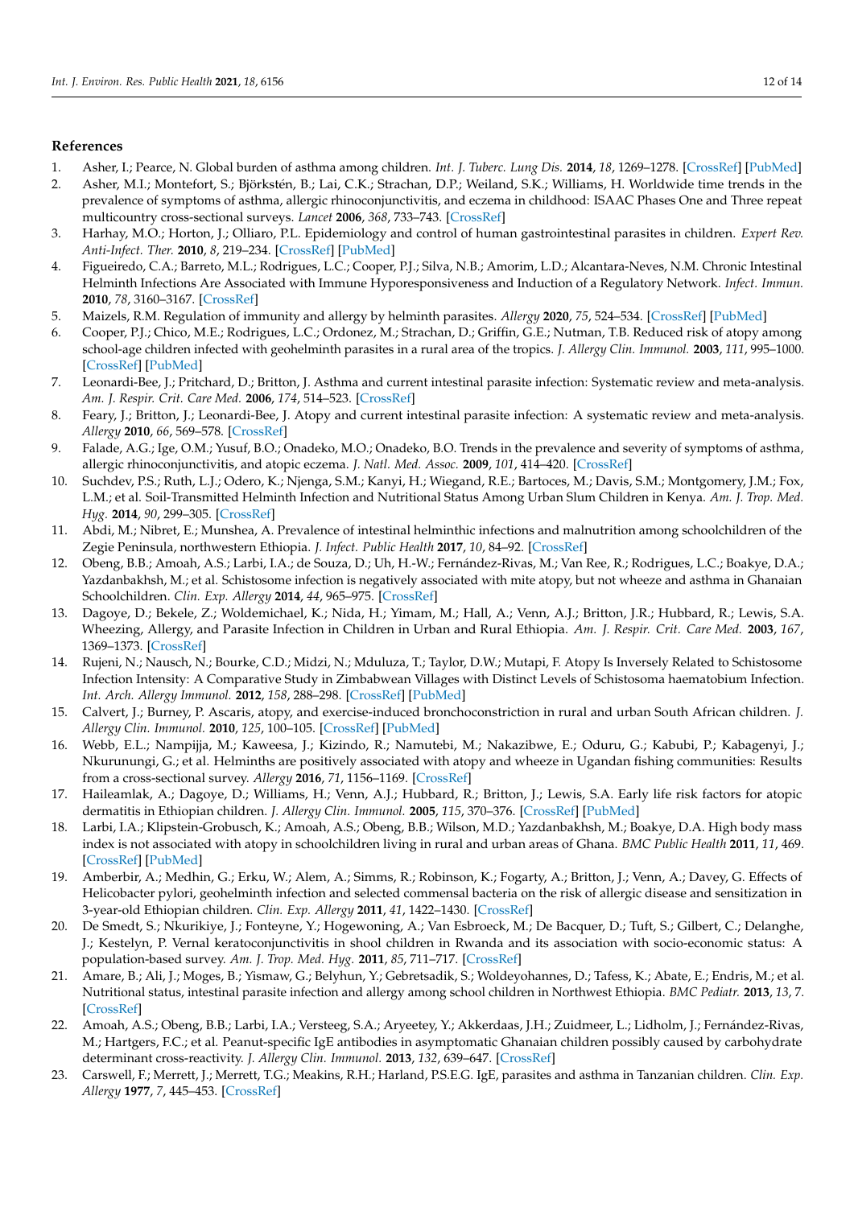## References

1. Asher, I.; Pearce, N. Global burden of asthma among children. *Int. J. Tuberc. Lung Dis.* **2014**, *18*, 1269–1278. [CrossRef] [PubMed]
2. Asher, M.I.; Montefort, S.; Björkstén, B.; Lai, C.K.; Strachan, D.P.; Weiland, S.K.; Williams, H. Worldwide time trends in the prevalence of symptoms of asthma, allergic rhinoconjunctivitis, and eczema in childhood: ISAAC Phases One and Three repeat multicountry cross-sectional surveys. *Lancet* **2006**, *368*, 733–743. [CrossRef]
3. Harhay, M.O.; Horton, J.; Olliaro, P.L. Epidemiology and control of human gastrointestinal parasites in children. *Expert Rev. Anti-Infect. Ther.* **2010**, *8*, 219–234. [CrossRef] [PubMed]
4. Figueiredo, C.A.; Barreto, M.L.; Rodrigues, L.C.; Cooper, P.J.; Silva, N.B.; Amorim, L.D.; Alcantara-Neves, N.M. Chronic Intestinal Helminth Infections Are Associated with Immune Hyporesponsiveness and Induction of a Regulatory Network. *Infect. Immun.* **2010**, *78*, 3160–3167. [CrossRef]
5. Maizels, R.M. Regulation of immunity and allergy by helminth parasites. *Allergy* **2020**, *75*, 524–534. [CrossRef] [PubMed]
6. Cooper, P.J.; Chico, M.E.; Rodrigues, L.C.; Ordonez, M.; Strachan, D.; Griffin, G.E.; Nutman, T.B. Reduced risk of atopy among school-age children infected with geohelminth parasites in a rural area of the tropics. *J. Allergy Clin. Immunol.* **2003**, *111*, 995–1000. [CrossRef] [PubMed]
7. Leonardi-Bee, J.; Pritchard, D.; Britton, J. Asthma and current intestinal parasite infection: Systematic review and meta-analysis. *Am. J. Respir. Crit. Care Med.* **2006**, *174*, 514–523. [CrossRef]
8. Feary, J.; Britton, J.; Leonardi-Bee, J. Atopy and current intestinal parasite infection: A systematic review and meta-analysis. *Allergy* **2010**, *66*, 569–578. [CrossRef]
9. Falade, A.G.; Ige, O.M.; Yusuf, B.O.; Onadeko, M.O.; Onadeko, B.O. Trends in the prevalence and severity of symptoms of asthma, allergic rhinoconjunctivitis, and atopic eczema. *J. Natl. Med. Assoc.* **2009**, *101*, 414–420. [CrossRef]
10. Suchdev, P.S.; Ruth, L.J.; Odero, K.; Njenga, S.M.; Kanyi, H.; Wiegand, R.E.; Bartoces, M.; Davis, S.M.; Montgomery, J.M.; Fox, L.M.; et al. Soil-Transmitted Helminth Infection and Nutritional Status Among Urban Slum Children in Kenya. *Am. J. Trop. Med. Hyg.* **2014**, *90*, 299–305. [CrossRef]
11. Abdi, M.; Nibret, E.; Munshea, A. Prevalence of intestinal helminthic infections and malnutrition among schoolchildren of the Zegie Peninsula, northwestern Ethiopia. *J. Infect. Public Health* **2017**, *10*, 84–92. [CrossRef]
12. Obeng, B.B.; Amoah, A.S.; Larbi, I.A.; de Souza, D.; Uh, H.-W.; Fernández-Rivas, M.; Van Ree, R.; Rodrigues, L.C.; Boakye, D.A.; Yazdanbakhsh, M.; et al. Schistosome infection is negatively associated with mite atopy, but not wheeze and asthma in Ghanaian Schoolchildren. *Clin. Exp. Allergy* **2014**, *44*, 965–975. [CrossRef]
13. Dagoye, D.; Bekele, Z.; Woldemichael, K.; Nida, H.; Yimam, M.; Hall, A.; Venn, A.J.; Britton, J.R.; Hubbard, R.; Lewis, S.A. Wheezing, Allergy, and Parasite Infection in Children in Urban and Rural Ethiopia. *Am. J. Respir. Crit. Care Med.* **2003**, *167*, 1369–1373. [CrossRef]
14. Rujeni, N.; Nausch, N.; Bourke, C.D.; Midzi, N.; Mduluza, T.; Taylor, D.W.; Mutapi, F. Atopy Is Inversely Related to Schistosome Infection Intensity: A Comparative Study in Zimbabwean Villages with Distinct Levels of Schistosoma haematobium Infection. *Int. Arch. Allergy Immunol.* **2012**, *158*, 288–298. [CrossRef] [PubMed]
15. Calvert, J.; Burney, P. Ascaris, atopy, and exercise-induced bronchoconstriction in rural and urban South African children. *J. Allergy Clin. Immunol.* **2010**, *125*, 100–105. [CrossRef] [PubMed]
16. Webb, E.L.; Nampijja, M.; Kaweesa, J.; Kizindo, R.; Namutebi, M.; Nakazibwe, E.; Oduru, G.; Kabubi, P.; Kabagenyi, J.; Nkurunungi, G.; et al. Helminths are positively associated with atopy and wheeze in Ugandan fishing communities: Results from a cross-sectional survey. *Allergy* **2016**, *71*, 1156–1169. [CrossRef]
17. Haileamlak, A.; Dagoye, D.; Williams, H.; Venn, A.J.; Hubbard, R.; Britton, J.; Lewis, S.A. Early life risk factors for atopic dermatitis in Ethiopian children. *J. Allergy Clin. Immunol.* **2005**, *115*, 370–376. [CrossRef] [PubMed]
18. Larbi, I.A.; Klipstein-Grobusch, K.; Amoah, A.S.; Obeng, B.B.; Wilson, M.D.; Yazdanbakhsh, M.; Boakye, D.A. High body mass index is not associated with atopy in schoolchildren living in rural and urban areas of Ghana. *BMC Public Health* **2011**, *11*, 469. [CrossRef] [PubMed]
19. Amberbir, A.; Medhin, G.; Erku, W.; Alem, A.; Simms, R.; Robinson, K.; Fogarty, A.; Britton, J.; Venn, A.; Davey, G. Effects of Helicobacter pylori, geohelminth infection and selected commensal bacteria on the risk of allergic disease and sensitization in 3-year-old Ethiopian children. *Clin. Exp. Allergy* **2011**, *41*, 1422–1430. [CrossRef]
20. De Smedt, S.; Nkurikiye, J.; Fonteyne, Y.; Hogewoning, A.; Van Esbroeck, M.; De Bacquer, D.; Tuft, S.; Gilbert, C.; Delanghe, J.; Kestelyn, P. Vernal keratoconjunctivitis in shool children in Rwanda and its association with socio-economic status: A population-based survey. *Am. J. Trop. Med. Hyg.* **2011**, *85*, 711–717. [CrossRef]
21. Amare, B.; Ali, J.; Moges, B.; Yismaw, G.; Belyhun, Y.; Gebretsadik, S.; Woldeyohannes, D.; Tafess, K.; Abate, E.; Endris, M.; et al. Nutritional status, intestinal parasite infection and allergy among school children in Northwest Ethiopia. *BMC Pediatr.* **2013**, *13*, 7. [CrossRef]
22. Amoah, A.S.; Obeng, B.B.; Larbi, I.A.; Versteeg, S.A.; Aryeetey, Y.; Akkerdaas, J.H.; Zuidmeer, L.; Lidholm, J.; Fernández-Rivas, M.; Hartgers, F.C.; et al. Peanut-specific IgE antibodies in asymptomatic Ghanaian children possibly caused by carbohydrate determinant cross-reactivity. *J. Allergy Clin. Immunol.* **2013**, *132*, 639–647. [CrossRef]
23. Carswell, F.; Merrett, J.; Merrett, T.G.; Meakins, R.H.; Harland, P.S.E.G. IgE, parasites and asthma in Tanzanian children. *Clin. Exp. Allergy* **1977**, *7*, 445–453. [CrossRef]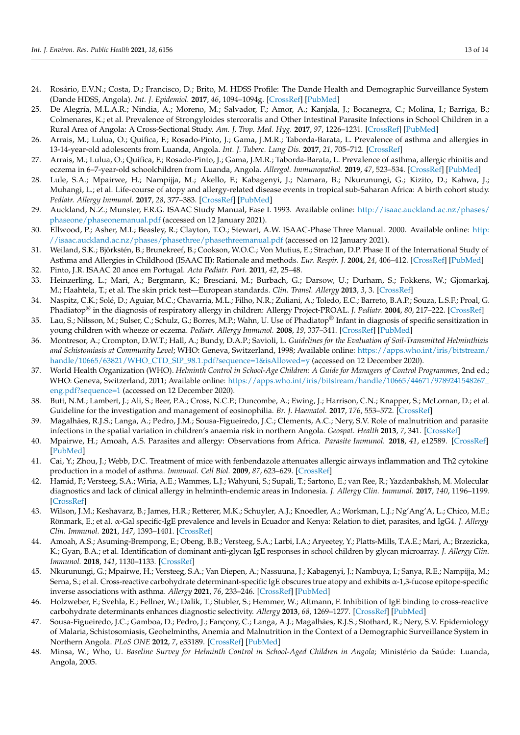24. Rosário, E.V.N.; Costa, D.; Francisco, D.; Brito, M. HDSS Profile: The Dande Health and Demographic Surveillance System (Dande HDSS, Angola). *Int. J. Epidemiol.* **2017**, *46*, 1094–1094g. [CrossRef] [PubMed]
25. De Alegría, M.L.A.R.; Nindia, A.; Moreno, M.; Salvador, F.; Amor, A.; Kanjala, J.; Bocanegra, C.; Molina, I.; Barriga, B.; Colmenares, K.; et al. Prevalence of Strongyloides stercoralis and Other Intestinal Parasite Infections in School Children in a Rural Area of Angola: A Cross-Sectional Study. *Am. J. Trop. Med. Hyg.* **2017**, *97*, 1226–1231. [CrossRef] [PubMed]
26. Arrais, M.; Lulua, O.; Quifica, F.; Rosado-Pinto, J.; Gama, J.M.R.; Taborda-Barata, L. Prevalence of asthma and allergies in 13-14-year-old adolescents from Luanda, Angola. *Int. J. Tuberc. Lung Dis.* **2017**, *21*, 705–712. [CrossRef]
27. Arrais, M.; Lulua, O.; Quifica, F.; Rosado-Pinto, J.; Gama, J.M.R.; Taborda-Barata, L. Prevalence of asthma, allergic rhinitis and eczema in 6–7-year-old schoolchildren from Luanda, Angola. *Allergol. Immunopathol.* **2019**, *47*, 523–534. [CrossRef] [PubMed]
28. Lule, S.A.; Mpairwe, H.; Nampijja, M.; Akello, F.; Kabagenyi, J.; Namara, B.; Nkurunungi, G.; Kizito, D.; Kahwa, J.; Muhangi, L.; et al. Life-course of atopy and allergy-related disease events in tropical sub-Saharan Africa: A birth cohort study. *Pediatr. Allergy Immunol.* **2017**, *28*, 377–383. [CrossRef] [PubMed]
29. Auckland, N.Z.; Munster, F.R.G. ISAAC Study Manual, Fase I. 1993. Available online: http://isaac.auckland.ac.nz/phases/phaseone/phaseonemanual.pdf (accessed on 12 January 2021).
30. Ellwood, P.; Asher, M.I.; Beasley, R.; Clayton, T.O.; Stewart, A.W. ISAAC-Phase Three Manual. 2000. Available online: http://isaac.auckland.ac.nz/phases/phasethree/phasethreemanual.pdf (accessed on 12 January 2021).
31. Weiland, S.K.; Björkstén, B.; Brunekreef, B.; Cookson, W.O.C.; Von Mutius, E.; Strachan, D.P. Phase II of the International Study of Asthma and Allergies in Childhood (ISAAC II): Rationale and methods. *Eur. Respir. J.* **2004**, *24*, 406–412. [CrossRef] [PubMed]
32. Pinto, J.R. ISAAC 20 anos em Portugal. *Acta Pediatr. Port.* **2011**, *42*, 25–48.
33. Heinzerling, L.; Mari, A.; Bergmann, K.; Bresciani, M.; Burbach, G.; Darsow, U.; Durham, S.; Fokkens, W.; Gjomarkaj, M.; Haahtela, T.; et al. The skin prick test—European standards. *Clin. Transl. Allergy* **2013**, *3*, 3. [CrossRef]
34. Naspitz, C.K.; Solé, D.; Aguiar, M.C.; Chavarria, M.L.; Filho, N.R.; Zuliani, A.; Toledo, E.C.; Barreto, B.A.P.; Souza, L.S.F.; Proal, G. Phadiatop® in the diagnosis of respiratory allergy in children: Allergy Project-PROAL. *J. Pediatr.* **2004**, *80*, 217–222. [CrossRef]
35. Lau, S.; Nilsson, M.; Sulser, C.; Schulz, G.; Borres, M.P.; Wahn, U. Use of Phadiatop® Infant in diagnosis of specific sensitization in young children with wheeze or eczema. *Pediatr. Allergy Immunol.* **2008**, *19*, 337–341. [CrossRef] [PubMed]
36. Montresor, A.; Crompton, D.W.T.; Hall, A.; Bundy, D.A.P.; Savioli, L. *Guidelines for the Evaluation of Soil-Transmitted Helminthiais and Schistomiasis at Community Level*; WHO: Geneva, Switzerland, 1998; Available online: https://apps.who.int/iris/bitstream/handle/10665/63821/WHO_CTD_SIP_98.1.pdf?sequence=1&isAllowed=y (accessed on 12 December 2020).
37. World Health Organization (WHO). *Helminth Control in School-Age Children: A Guide for Managers of Control Programmes*, 2nd ed.; WHO: Geneva, Switzerland, 2011; Available online: https://apps.who.int/iris/bitstream/handle/10665/44671/9789241548267_eng.pdf?sequence=1 (accessed on 12 December 2020).
38. Butt, N.M.; Lambert, J.; Ali, S.; Beer, P.A.; Cross, N.C.P.; Duncombe, A.; Ewing, J.; Harrison, C.N.; Knapper, S.; McLornan, D.; et al. Guideline for the investigation and management of eosinophilia. *Br. J. Haematol.* **2017**, *176*, 553–572. [CrossRef]
39. Magalhães, R.J.S.; Langa, A.; Pedro, J.M.; Sousa-Figueiredo, J.C.; Clements, A.C.; Nery, S.V. Role of malnutrition and parasite infections in the spatial variation in children's anaemia risk in northern Angola. *Geospat. Health* **2013**, *7*, 341. [CrossRef]
40. Mpairwe, H.; Amoah, A.S. Parasites and allergy: Observations from Africa. *Parasite Immunol.* **2018**, *41*, e12589. [CrossRef] [PubMed]
41. Cai, Y.; Zhou, J.; Webb, D.C. Treatment of mice with fenbendazole attenuates allergic airways inflammation and Th2 cytokine production in a model of asthma. *Immunol. Cell Biol.* **2009**, *87*, 623–629. [CrossRef]
42. Hamid, F.; Versteeg, S.A.; Wiria, A.E.; Wammes, L.J.; Wahyuni, S.; Supali, T.; Sartono, E.; van Ree, R.; Yazdanbakhsh, M. Molecular diagnostics and lack of clinical allergy in helminth-endemic areas in Indonesia. *J. Allergy Clin. Immunol.* **2017**, *140*, 1196–1199. [CrossRef]
43. Wilson, J.M.; Keshavarz, B.; James, H.R.; Retterer, M.K.; Schuyler, A.J.; Knoedler, A.; Workman, L.J.; Ng'Ang'A, L.; Chico, M.E.; Rönmark, E.; et al. α-Gal specific-IgE prevalence and levels in Ecuador and Kenya: Relation to diet, parasites, and IgG4. *J. Allergy Clin. Immunol.* **2021**, *147*, 1393–1401. [CrossRef]
44. Amoah, A.S.; Asuming-Brempong, E.; Obeng, B.B.; Versteeg, S.A.; Larbi, I.A.; Aryeetey, Y.; Platts-Mills, T.A.E.; Mari, A.; Brzezicka, K.; Gyan, B.A.; et al. Identification of dominant anti-glycan IgE responses in school children by glycan microarray. *J. Allergy Clin. Immunol.* **2018**, *141*, 1130–1133. [CrossRef]
45. Nkurunungi, G.; Mpairwe, H.; Versteeg, S.A.; Van Diepen, A.; Nassuuna, J.; Kabagenyi, J.; Nambuya, I.; Sanya, R.E.; Nampijja, M.; Serna, S.; et al. Cross-reactive carbohydrate determinant-specific IgE obscures true atopy and exhibits α-1,3-fucose epitope-specific inverse associations with asthma. *Allergy* **2021**, *76*, 233–246. [CrossRef] [PubMed]
46. Holzweber, F.; Svehla, E.; Fellner, W.; Dalik, T.; Stubler, S.; Hemmer, W.; Altmann, F. Inhibition of IgE binding to cross-reactive carbohydrate determinants enhances diagnostic selectivity. *Allergy* **2013**, *68*, 1269–1277. [CrossRef] [PubMed]
47. Sousa-Figueiredo, J.C.; Gamboa, D.; Pedro, J.; Fançony, C.; Langa, A.J.; Magalhães, R.J.S.; Stothard, R.; Nery, S.V. Epidemiology of Malaria, Schistosomiasis, Geohelminths, Anemia and Malnutrition in the Context of a Demographic Surveillance System in Northern Angola. *PLoS ONE* **2012**, *7*, e33189. [CrossRef] [PubMed]
48. Minsa, W.; Who, U. *Baseline Survey for Helminth Control in School-Aged Children in Angola*; Ministério da Saúde: Luanda, Angola, 2005.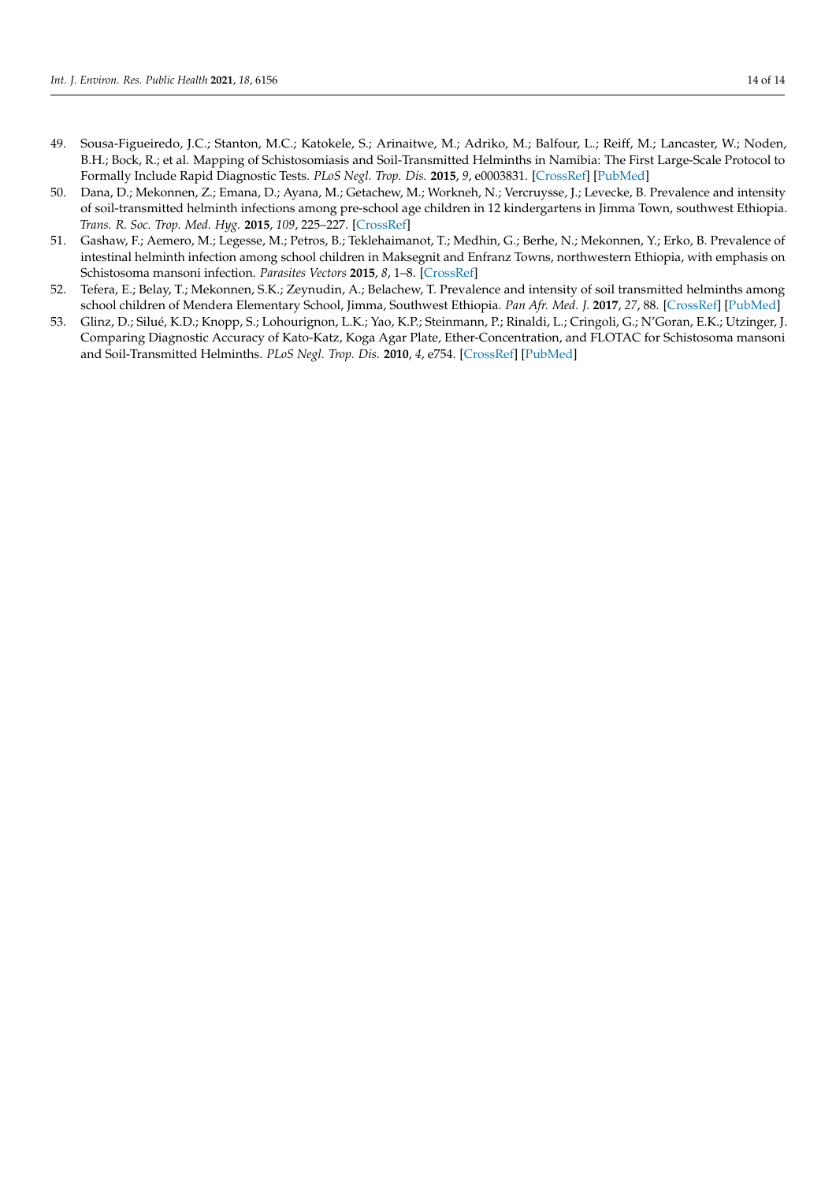49. Sousa-Figueiredo, J.C.; Stanton, M.C.; Katokele, S.; Arinaitwe, M.; Adriko, M.; Balfour, L.; Reiff, M.; Lancaster, W.; Noden, B.H.; Bock, R.; et al. Mapping of Schistosomiasis and Soil-Transmitted Helminths in Namibia: The First Large-Scale Protocol to Formally Include Rapid Diagnostic Tests. *PLoS Negl. Trop. Dis.* **2015**, *9*, e0003831. [CrossRef] [PubMed]
50. Dana, D.; Mekonnen, Z.; Emana, D.; Ayana, M.; Getachew, M.; Workneh, N.; Vercruysse, J.; Levecke, B. Prevalence and intensity of soil-transmitted helminth infections among pre-school age children in 12 kindergartens in Jimma Town, southwest Ethiopia. *Trans. R. Soc. Trop. Med. Hyg.* **2015**, *109*, 225–227. [CrossRef]
51. Gashaw, F.; Aemero, M.; Legesse, M.; Petros, B.; Teklehaimanot, T.; Medhin, G.; Berhe, N.; Mekonnen, Y.; Erko, B. Prevalence of intestinal helminth infection among school children in Maksegnit and Enfranz Towns, northwestern Ethiopia, with emphasis on Schistosoma mansoni infection. *Parasites Vectors* **2015**, *8*, 1–8. [CrossRef]
52. Tefera, E.; Belay, T.; Mekonnen, S.K.; Zeynudin, A.; Belachew, T. Prevalence and intensity of soil transmitted helminths among school children of Mendera Elementary School, Jimma, Southwest Ethiopia. *Pan Afr. Med. J.* **2017**, *27*, 88. [CrossRef] [PubMed]
53. Glinz, D.; Silué, K.D.; Knopp, S.; Lohourignon, L.K.; Yao, K.P.; Steinmann, P.; Rinaldi, L.; Cringoli, G.; N'Goran, E.K.; Utzinger, J. Comparing Diagnostic Accuracy of Kato-Katz, Koga Agar Plate, Ether-Concentration, and FLOTAC for Schistosoma mansoni and Soil-Transmitted Helminths. *PLoS Negl. Trop. Dis.* **2010**, *4*, e754. [CrossRef] [PubMed]